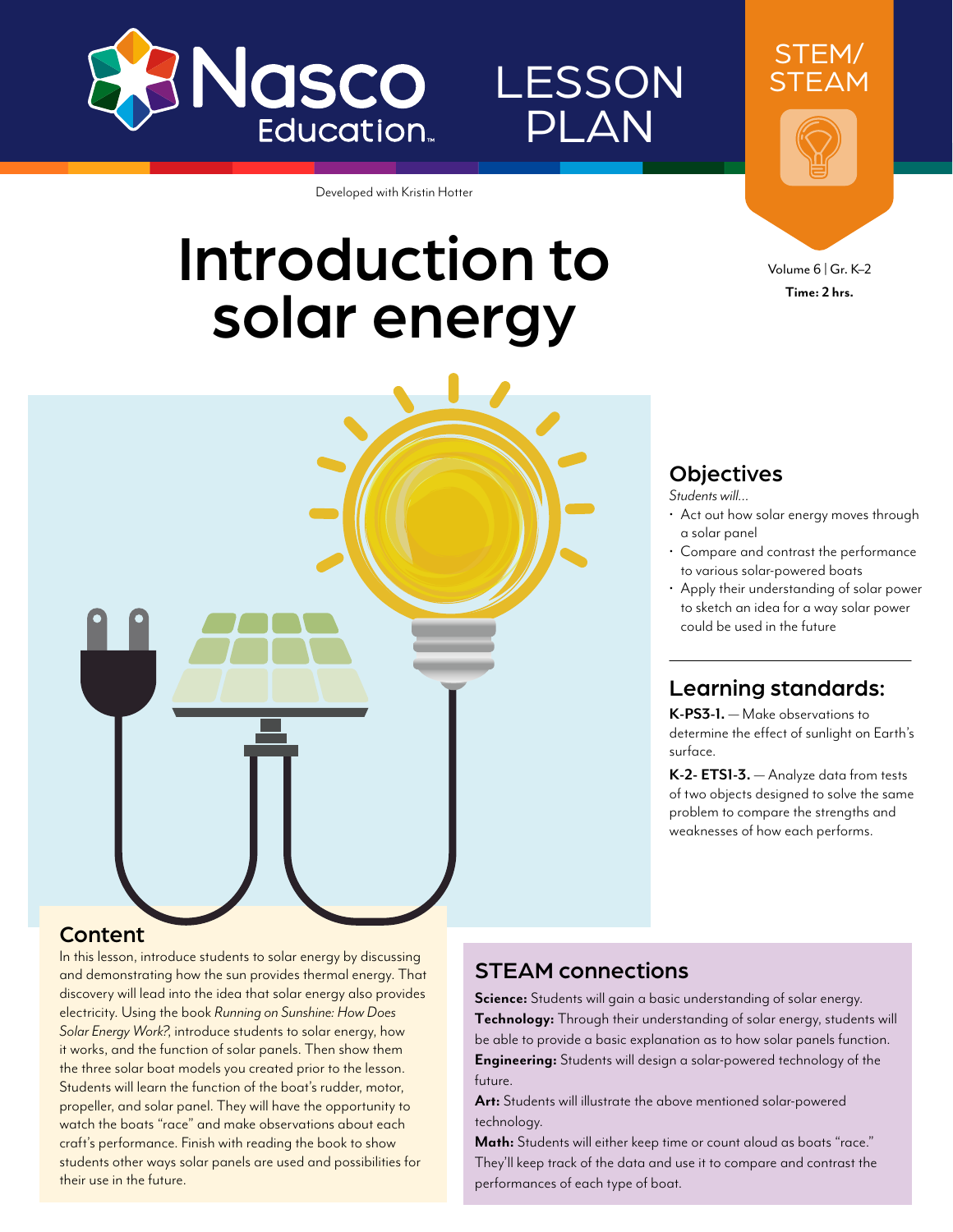Nasco Education

LESSON PLAN

STEM/ STEAM

Developed with Kristin Hotter

# Introduction to solar energy

Volume 6 | Gr. K–2

**Time: 2 hrs.**

## Objectives

*Students will…*

- Act out how solar energy moves through a solar panel
- Compare and contrast the performance to various solar-powered boats
- Apply their understanding of solar power to sketch an idea for a way solar power could be used in the future

## Learning standards:

**K-PS3-1.** — Make observations to determine the effect of sunlight on Earth's surface.

**K-2- ETS1-3.** — Analyze data from tests of two objects designed to solve the same problem to compare the strengths and weaknesses of how each performs.

## Content

In this lesson, introduce students to solar energy by discussing and demonstrating how the sun provides thermal energy. That discovery will lead into the idea that solar energy also provides electricity. Using the book *Running on Sunshine: How Does Solar Energy Work?*, introduce students to solar energy, how it works, and the function of solar panels. Then show them the three solar boat models you created prior to the lesson. Students will learn the function of the boat's rudder, motor, propeller, and solar panel. They will have the opportunity to watch the boats "race" and make observations about each craft's performance. Finish with reading the book to show students other ways solar panels are used and possibilities for their use in the future.

## STEAM connections

**Science:** Students will gain a basic understanding of solar energy.

**Technology:** Through their understanding of solar energy, students will be able to provide a basic explanation as to how solar panels function.

**Engineering:** Students will design a solar-powered technology of the future.

**Art:** Students will illustrate the above mentioned solar-powered technology.

**Math:** Students will either keep time or count aloud as boats "race." They'll keep track of the data and use it to compare and contrast the performances of each type of boat.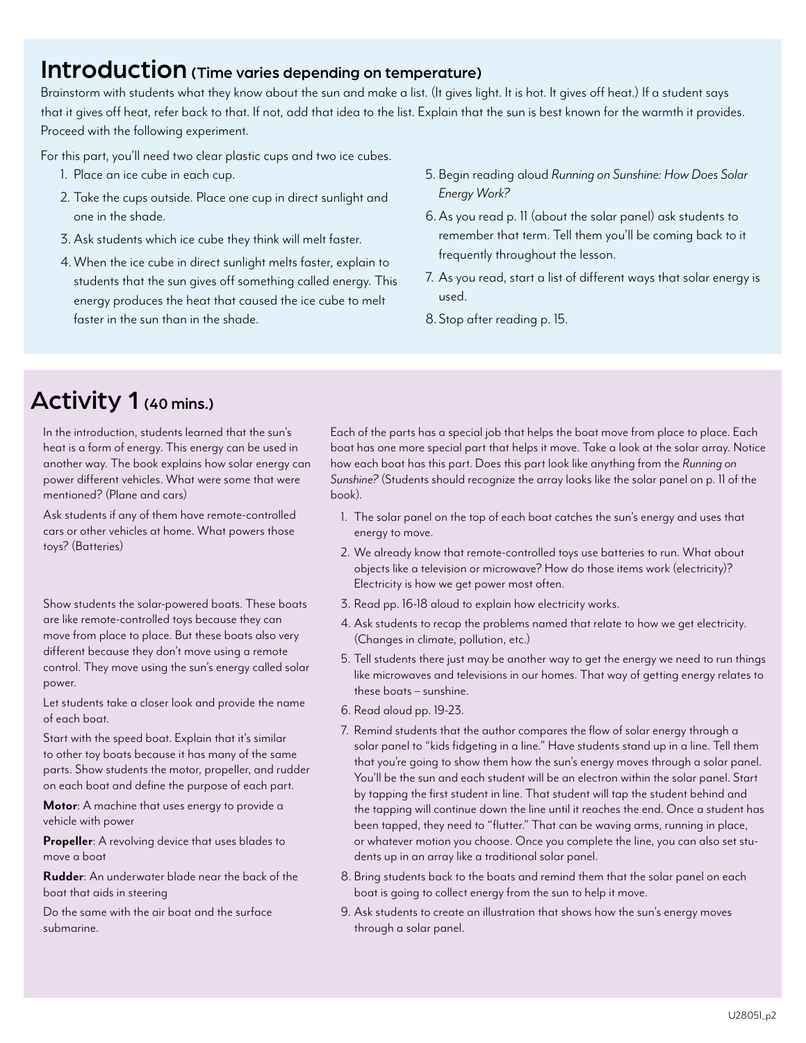# Introduction (Time varies depending on temperature)

Brainstorm with students what they know about the sun and make a list. (It gives light. It is hot. It gives off heat.) If a student says that it gives off heat, refer back to that. If not, add that idea to the list. Explain that the sun is best known for the warmth it provides. Proceed with the following experiment.

For this part, you'll need two clear plastic cups and two ice cubes.

1. Place an ice cube in each cup.
2. Take the cups outside. Place one cup in direct sunlight and one in the shade.
3. Ask students which ice cube they think will melt faster.
4. When the ice cube in direct sunlight melts faster, explain to students that the sun gives off something called energy. This energy produces the heat that caused the ice cube to melt faster in the sun than in the shade.
5. Begin reading aloud *Running on Sunshine: How Does Solar Energy Work?*
6. As you read p. 11 (about the solar panel) ask students to remember that term. Tell them you'll be coming back to it frequently throughout the lesson.
7. As you read, start a list of different ways that solar energy is used.
8. Stop after reading p. 15.

# Activity 1 (40 mins.)

In the introduction, students learned that the sun's heat is a form of energy. This energy can be used in another way. The book explains how solar energy can power different vehicles. What were some that were mentioned? (Plane and cars)

Ask students if any of them have remote-controlled cars or other vehicles at home. What powers those toys? (Batteries)

Show students the solar-powered boats. These boats are like remote-controlled toys because they can move from place to place. But these boats also very different because they don't move using a remote control. They move using the sun's energy called solar power.

Let students take a closer look and provide the name of each boat.

Start with the speed boat. Explain that it's similar to other toy boats because it has many of the same parts. Show students the motor, propeller, and rudder on each boat and define the purpose of each part.

**Motor**: A machine that uses energy to provide a vehicle with power

**Propeller**: A revolving device that uses blades to move a boat

**Rudder**: An underwater blade near the back of the boat that aids in steering

Do the same with the air boat and the surface submarine.

Each of the parts has a special job that helps the boat move from place to place. Each boat has one more special part that helps it move. Take a look at the solar array. Notice how each boat has this part. Does this part look like anything from the *Running on Sunshine?* (Students should recognize the array looks like the solar panel on p. 11 of the book).

1. The solar panel on the top of each boat catches the sun's energy and uses that energy to move.
2. We already know that remote-controlled toys use batteries to run. What about objects like a television or microwave? How do those items work (electricity)? Electricity is how we get power most often.
3. Read pp. 16-18 aloud to explain how electricity works.
4. Ask students to recap the problems named that relate to how we get electricity. (Changes in climate, pollution, etc.)
5. Tell students there just may be another way to get the energy we need to run things like microwaves and televisions in our homes. That way of getting energy relates to these boats – sunshine.
6. Read aloud pp. 19-23.
7. Remind students that the author compares the flow of solar energy through a solar panel to "kids fidgeting in a line." Have students stand up in a line. Tell them that you're going to show them how the sun's energy moves through a solar panel. You'll be the sun and each student will be an electron within the solar panel. Start by tapping the first student in line. That student will tap the student behind and the tapping will continue down the line until it reaches the end. Once a student has been tapped, they need to "flutter." That can be waving arms, running in place, or whatever motion you choose. Once you complete the line, you can also set students up in an array like a traditional solar panel.
8. Bring students back to the boats and remind them that the solar panel on each boat is going to collect energy from the sun to help it move.
9. Ask students to create an illustration that shows how the sun's energy moves through a solar panel.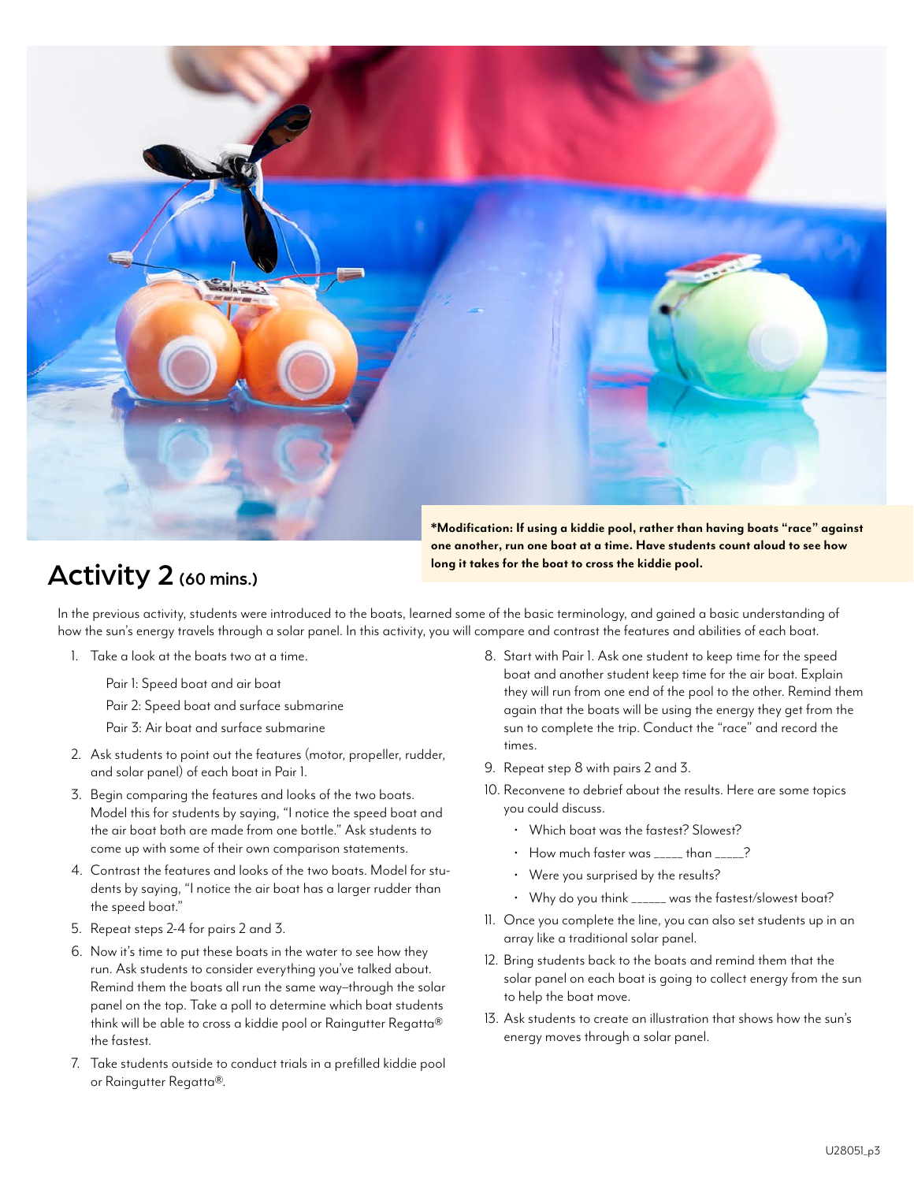**\*Modification: If using a kiddie pool, rather than having boats "race" against one another, run one boat at a time. Have students count aloud to see how long it takes for the boat to cross the kiddie pool.**

## Activity 2 (60 mins.)

In the previous activity, students were introduced to the boats, learned some of the basic terminology, and gained a basic understanding of how the sun's energy travels through a solar panel. In this activity, you will compare and contrast the features and abilities of each boat.

1. Take a look at the boats two at a time.

   Pair 1: Speed boat and air boat

   Pair 2: Speed boat and surface submarine

   Pair 3: Air boat and surface submarine

2. Ask students to point out the features (motor, propeller, rudder, and solar panel) of each boat in Pair 1.
3. Begin comparing the features and looks of the two boats. Model this for students by saying, "I notice the speed boat and the air boat both are made from one bottle." Ask students to come up with some of their own comparison statements.
4. Contrast the features and looks of the two boats. Model for students by saying, "I notice the air boat has a larger rudder than the speed boat."
5. Repeat steps 2-4 for pairs 2 and 3.
6. Now it's time to put these boats in the water to see how they run. Ask students to consider everything you've talked about. Remind them the boats all run the same way–through the solar panel on the top. Take a poll to determine which boat students think will be able to cross a kiddie pool or Raingutter Regatta® the fastest.
7. Take students outside to conduct trials in a prefilled kiddie pool or Raingutter Regatta®.
8. Start with Pair 1. Ask one student to keep time for the speed boat and another student keep time for the air boat. Explain they will run from one end of the pool to the other. Remind them again that the boats will be using the energy they get from the sun to complete the trip. Conduct the "race" and record the times.
9. Repeat step 8 with pairs 2 and 3.
10. Reconvene to debrief about the results. Here are some topics you could discuss.
    - Which boat was the fastest? Slowest?
    - How much faster was _____ than _____?
    - Were you surprised by the results?
    - Why do you think ______ was the fastest/slowest boat?
11. Once you complete the line, you can also set students up in an array like a traditional solar panel.
12. Bring students back to the boats and remind them that the solar panel on each boat is going to collect energy from the sun to help the boat move.
13. Ask students to create an illustration that shows how the sun's energy moves through a solar panel.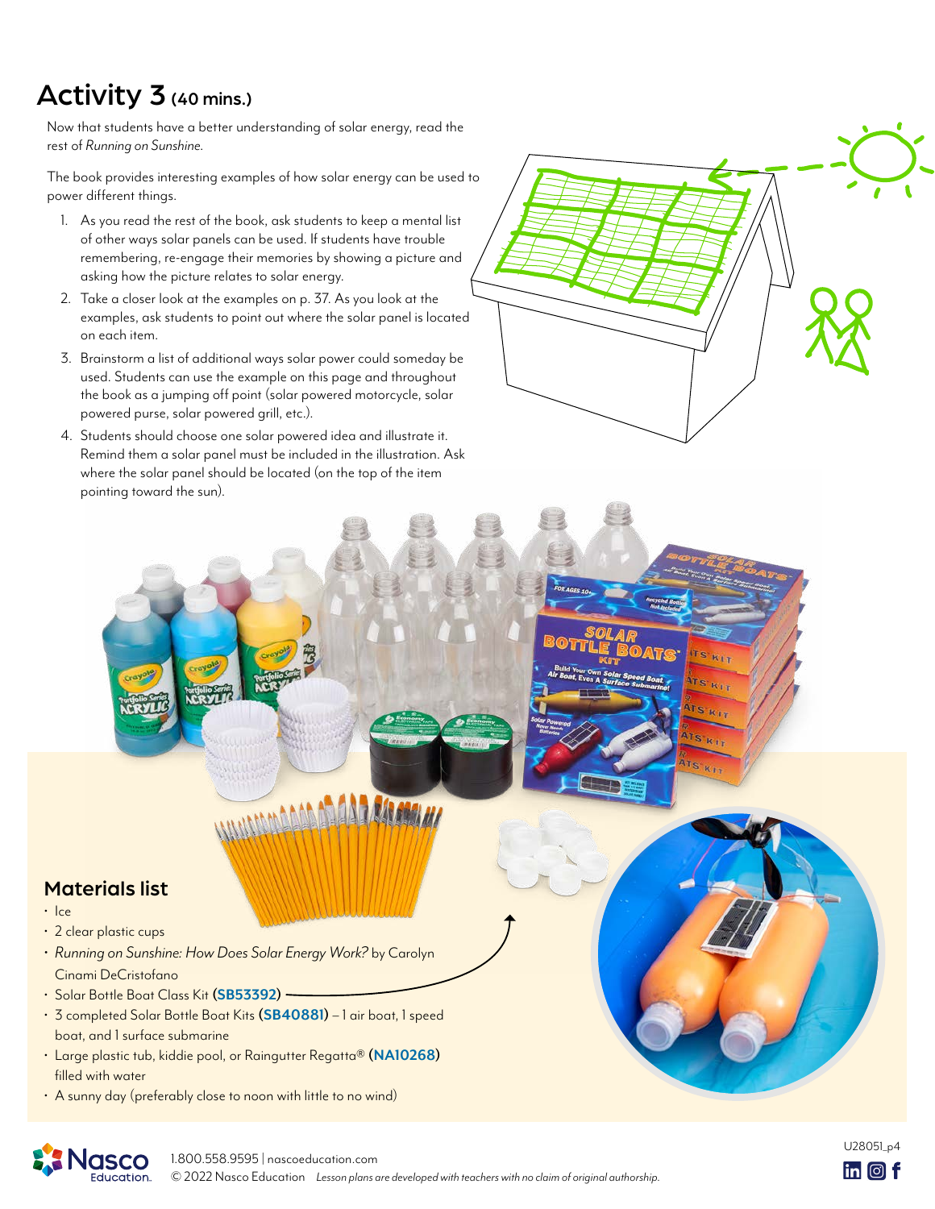# Activity 3 (40 mins.)

Now that students have a better understanding of solar energy, read the rest of *Running on Sunshine*.

The book provides interesting examples of how solar energy can be used to power different things.

1. As you read the rest of the book, ask students to keep a mental list of other ways solar panels can be used. If students have trouble remembering, re-engage their memories by showing a picture and asking how the picture relates to solar energy.
2. Take a closer look at the examples on p. 37. As you look at the examples, ask students to point out where the solar panel is located on each item.
3. Brainstorm a list of additional ways solar power could someday be used. Students can use the example on this page and throughout the book as a jumping off point (solar powered motorcycle, solar powered purse, solar powered grill, etc.).
4. Students should choose one solar powered idea and illustrate it. Remind them a solar panel must be included in the illustration. Ask where the solar panel should be located (on the top of the item pointing toward the sun).

## Materials list

- Ice
- 2 clear plastic cups
- *Running on Sunshine: How Does Solar Energy Work?* by Carolyn Cinami DeCristofano
- Solar Bottle Boat Class Kit (**SB53392**)
- 3 completed Solar Bottle Boat Kits (**SB40881**) – 1 air boat, 1 speed boat, and 1 surface submarine
- Large plastic tub, kiddie pool, or Raingutter Regatta® (**NA10268**) filled with water
- A sunny day (preferably close to noon with little to no wind)

1.800.558.9595 | nascoeducation.com
© 2022 Nasco Education *Lesson plans are developed with teachers with no claim of original authorship.*

U28051_p4